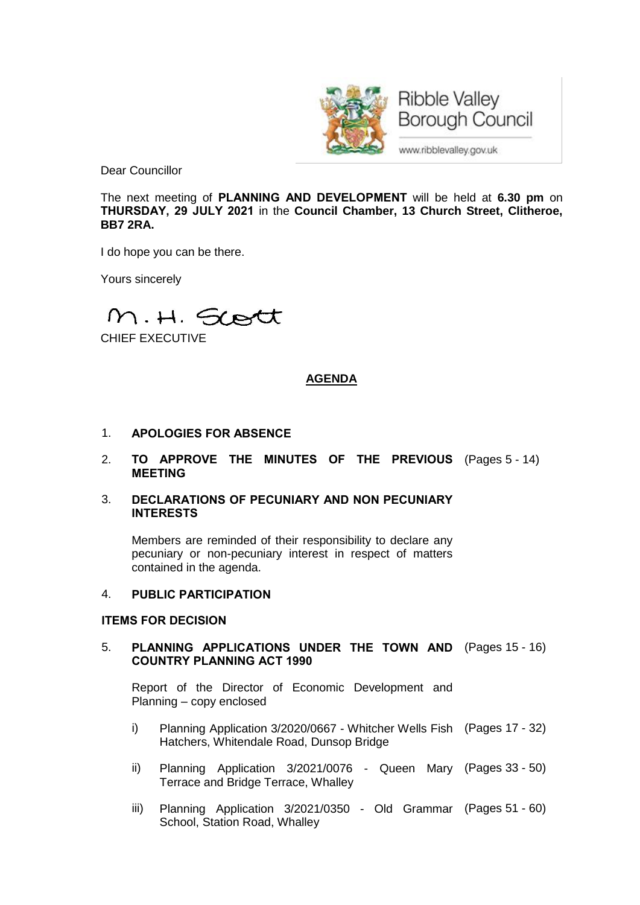Ribble Valley Borough Council

www.ribblevalley.gov.uk

Dear Councillor

The next meeting of **PLANNING AND DEVELOPMENT** will be held at **6.30 pm** on **THURSDAY, 29 JULY 2021** in the **Council Chamber, 13 Church Street, Clitheroe, BB7 2RA.**

I do hope you can be there.

Yours sincerely

M. H. Scott

CHIEF EXECUTIVE

## AGENDA

1. **APOLOGIES FOR ABSENCE**

2. **TO APPROVE THE MINUTES OF THE PREVIOUS MEETING** (Pages 5 - 14)

3. **DECLARATIONS OF PECUNIARY AND NON PECUNIARY INTERESTS**

   Members are reminded of their responsibility to declare any pecuniary or non-pecuniary interest in respect of matters contained in the agenda.

4. **PUBLIC PARTICIPATION**

**ITEMS FOR DECISION**

5. **PLANNING APPLICATIONS UNDER THE TOWN AND COUNTRY PLANNING ACT 1990** (Pages 15 - 16)

   Report of the Director of Economic Development and Planning – copy enclosed

   i) Planning Application 3/2020/0667 - Whitcher Wells Fish Hatchers, Whitendale Road, Dunsop Bridge (Pages 17 - 32)

   ii) Planning Application 3/2021/0076 - Queen Mary Terrace and Bridge Terrace, Whalley (Pages 33 - 50)

   iii) Planning Application 3/2021/0350 - Old Grammar School, Station Road, Whalley (Pages 51 - 60)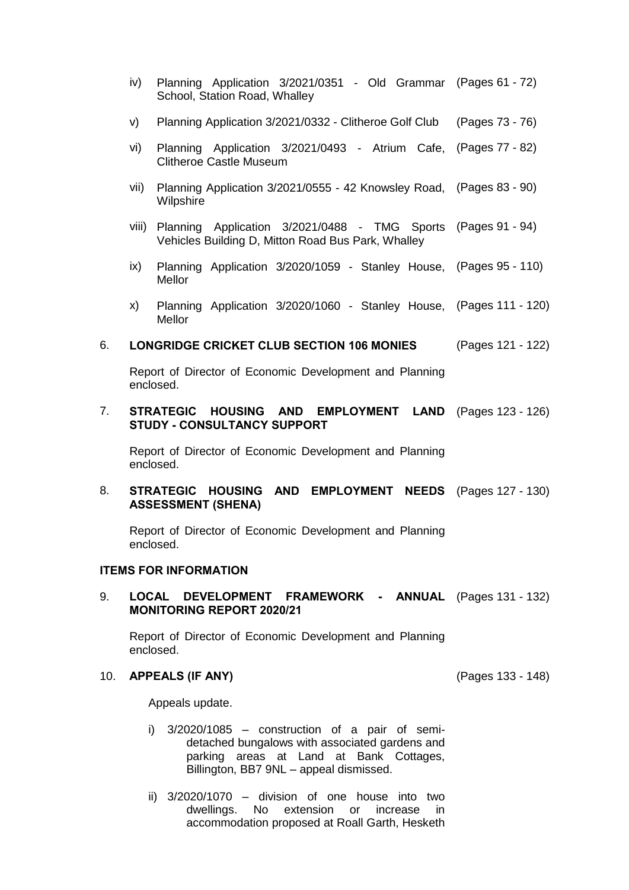- iv) Planning Application 3/2021/0351 - Old Grammar School, Station Road, Whalley (Pages 61 - 72)
- v) Planning Application 3/2021/0332 - Clitheroe Golf Club (Pages 73 - 76)
- vi) Planning Application 3/2021/0493 - Atrium Cafe, Clitheroe Castle Museum (Pages 77 - 82)
- vii) Planning Application 3/2021/0555 - 42 Knowsley Road, Wilpshire (Pages 83 - 90)
- viii) Planning Application 3/2021/0488 - TMG Sports Vehicles Building D, Mitton Road Bus Park, Whalley (Pages 91 - 94)
- ix) Planning Application 3/2020/1059 - Stanley House, Mellor (Pages 95 - 110)
- x) Planning Application 3/2020/1060 - Stanley House, Mellor (Pages 111 - 120)

6. **LONGRIDGE CRICKET CLUB SECTION 106 MONIES** (Pages 121 - 122)

   Report of Director of Economic Development and Planning enclosed.

7. **STRATEGIC HOUSING AND EMPLOYMENT LAND STUDY - CONSULTANCY SUPPORT** (Pages 123 - 126)

   Report of Director of Economic Development and Planning enclosed.

8. **STRATEGIC HOUSING AND EMPLOYMENT NEEDS ASSESSMENT (SHENA)** (Pages 127 - 130)

   Report of Director of Economic Development and Planning enclosed.

**ITEMS FOR INFORMATION**

9. **LOCAL DEVELOPMENT FRAMEWORK - ANNUAL MONITORING REPORT 2020/21** (Pages 131 - 132)

   Report of Director of Economic Development and Planning enclosed.

10. **APPEALS (IF ANY)** (Pages 133 - 148)

    Appeals update.

    - i) 3/2020/1085 – construction of a pair of semi-detached bungalows with associated gardens and parking areas at Land at Bank Cottages, Billington, BB7 9NL – appeal dismissed.
    - ii) 3/2020/1070 – division of one house into two dwellings. No extension or increase in accommodation proposed at Roall Garth, Hesketh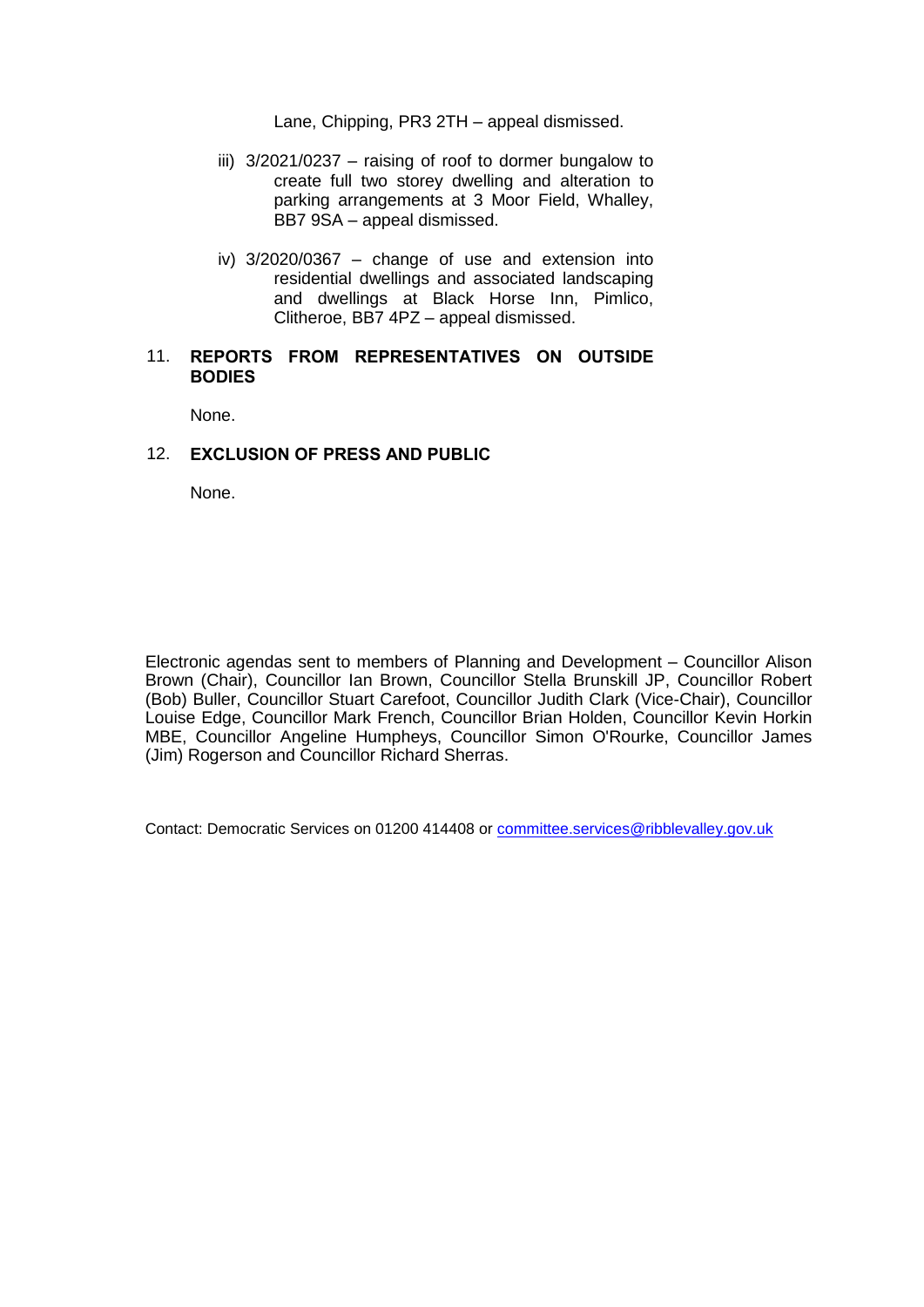Lane, Chipping, PR3 2TH – appeal dismissed.

iii) 3/2021/0237 – raising of roof to dormer bungalow to create full two storey dwelling and alteration to parking arrangements at 3 Moor Field, Whalley, BB7 9SA – appeal dismissed.

iv) 3/2020/0367 – change of use and extension into residential dwellings and associated landscaping and dwellings at Black Horse Inn, Pimlico, Clitheroe, BB7 4PZ – appeal dismissed.

11. **REPORTS FROM REPRESENTATIVES ON OUTSIDE BODIES**

None.

12. **EXCLUSION OF PRESS AND PUBLIC**

None.

Electronic agendas sent to members of Planning and Development – Councillor Alison Brown (Chair), Councillor Ian Brown, Councillor Stella Brunskill JP, Councillor Robert (Bob) Buller, Councillor Stuart Carefoot, Councillor Judith Clark (Vice-Chair), Councillor Louise Edge, Councillor Mark French, Councillor Brian Holden, Councillor Kevin Horkin MBE, Councillor Angeline Humpheys, Councillor Simon O'Rourke, Councillor James (Jim) Rogerson and Councillor Richard Sherras.

Contact: Democratic Services on 01200 414408 or committee.services@ribblevalley.gov.uk